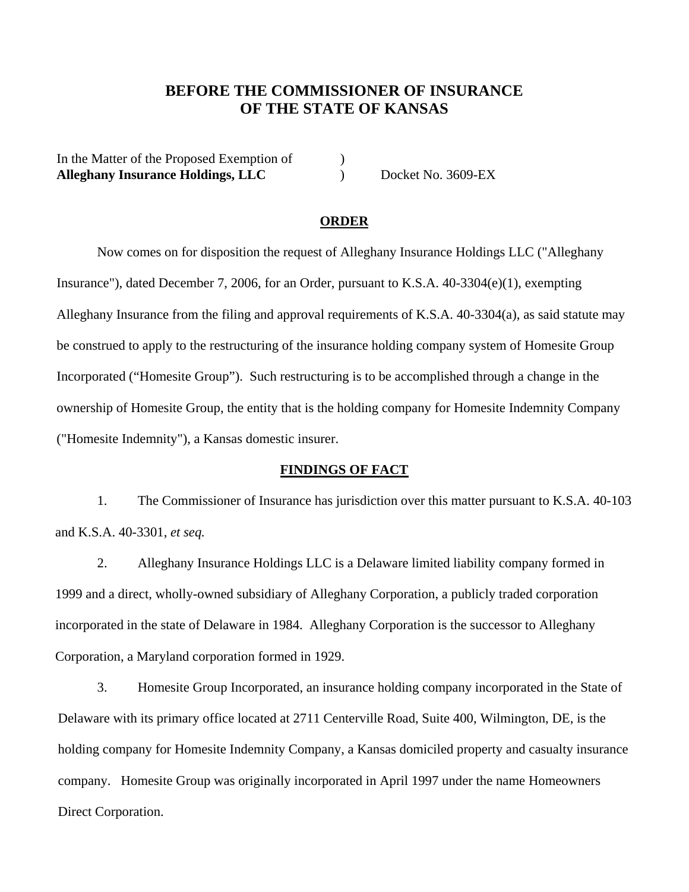# BEFORE THE COMMISSIONER OF INSURANCE
# OF THE STATE OF KANSAS

In the Matter of the Proposed Exemption of )
**Alleghany Insurance Holdings, LLC** ) Docket No. 3609-EX

## ORDER

Now comes on for disposition the request of Alleghany Insurance Holdings LLC ("Alleghany Insurance"), dated December 7, 2006, for an Order, pursuant to K.S.A. 40-3304(e)(1), exempting Alleghany Insurance from the filing and approval requirements of K.S.A. 40-3304(a), as said statute may be construed to apply to the restructuring of the insurance holding company system of Homesite Group Incorporated ("Homesite Group"). Such restructuring is to be accomplished through a change in the ownership of Homesite Group, the entity that is the holding company for Homesite Indemnity Company ("Homesite Indemnity"), a Kansas domestic insurer.

## FINDINGS OF FACT

1. The Commissioner of Insurance has jurisdiction over this matter pursuant to K.S.A. 40-103 and K.S.A. 40-3301, *et seq.*

2. Alleghany Insurance Holdings LLC is a Delaware limited liability company formed in 1999 and a direct, wholly-owned subsidiary of Alleghany Corporation, a publicly traded corporation incorporated in the state of Delaware in 1984. Alleghany Corporation is the successor to Alleghany Corporation, a Maryland corporation formed in 1929.

3. Homesite Group Incorporated, an insurance holding company incorporated in the State of Delaware with its primary office located at 2711 Centerville Road, Suite 400, Wilmington, DE, is the holding company for Homesite Indemnity Company, a Kansas domiciled property and casualty insurance company. Homesite Group was originally incorporated in April 1997 under the name Homeowners Direct Corporation.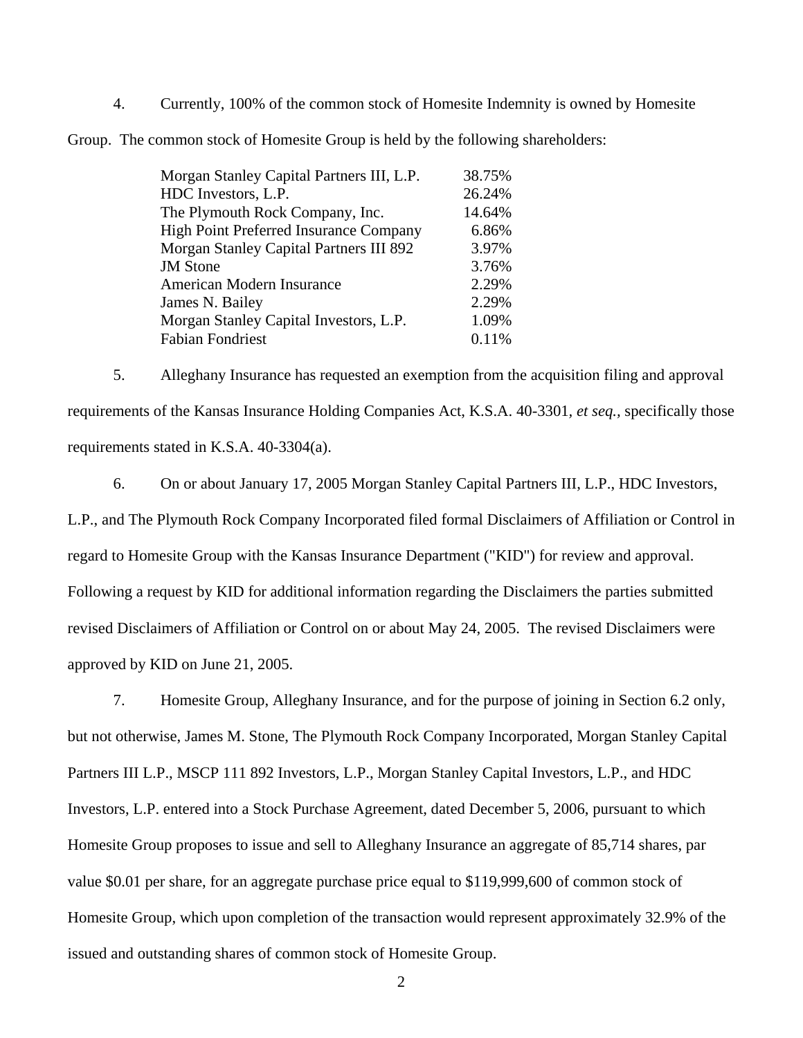4. Currently, 100% of the common stock of Homesite Indemnity is owned by Homesite Group. The common stock of Homesite Group is held by the following shareholders:

| | |
|---|---|
| Morgan Stanley Capital Partners III, L.P. | 38.75% |
| HDC Investors, L.P. | 26.24% |
| The Plymouth Rock Company, Inc. | 14.64% |
| High Point Preferred Insurance Company | 6.86% |
| Morgan Stanley Capital Partners III 892 | 3.97% |
| JM Stone | 3.76% |
| American Modern Insurance | 2.29% |
| James N. Bailey | 2.29% |
| Morgan Stanley Capital Investors, L.P. | 1.09% |
| Fabian Fondriest | 0.11% |

5. Alleghany Insurance has requested an exemption from the acquisition filing and approval requirements of the Kansas Insurance Holding Companies Act, K.S.A. 40-3301, *et seq.*, specifically those requirements stated in K.S.A. 40-3304(a).

6. On or about January 17, 2005 Morgan Stanley Capital Partners III, L.P., HDC Investors, L.P., and The Plymouth Rock Company Incorporated filed formal Disclaimers of Affiliation or Control in regard to Homesite Group with the Kansas Insurance Department ("KID") for review and approval. Following a request by KID for additional information regarding the Disclaimers the parties submitted revised Disclaimers of Affiliation or Control on or about May 24, 2005. The revised Disclaimers were approved by KID on June 21, 2005.

7. Homesite Group, Alleghany Insurance, and for the purpose of joining in Section 6.2 only, but not otherwise, James M. Stone, The Plymouth Rock Company Incorporated, Morgan Stanley Capital Partners III L.P., MSCP 111 892 Investors, L.P., Morgan Stanley Capital Investors, L.P., and HDC Investors, L.P. entered into a Stock Purchase Agreement, dated December 5, 2006, pursuant to which Homesite Group proposes to issue and sell to Alleghany Insurance an aggregate of 85,714 shares, par value $0.01 per share, for an aggregate purchase price equal to $119,999,600 of common stock of Homesite Group, which upon completion of the transaction would represent approximately 32.9% of the issued and outstanding shares of common stock of Homesite Group.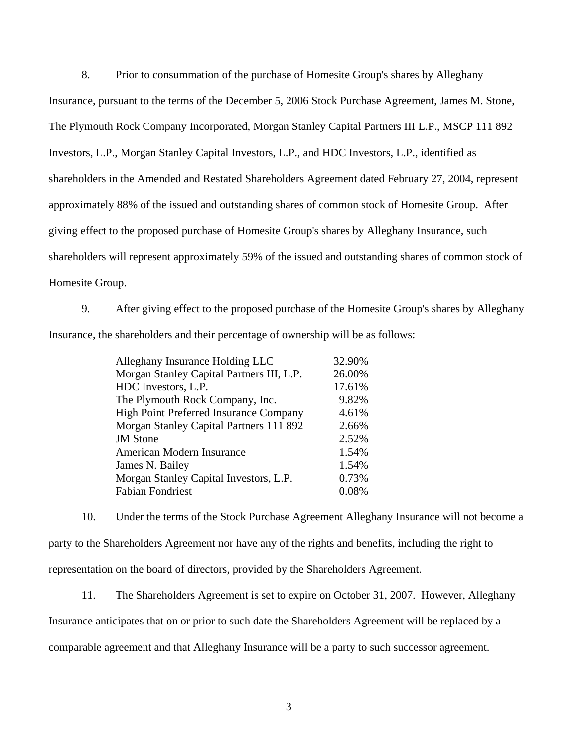8. Prior to consummation of the purchase of Homesite Group's shares by Alleghany Insurance, pursuant to the terms of the December 5, 2006 Stock Purchase Agreement, James M. Stone, The Plymouth Rock Company Incorporated, Morgan Stanley Capital Partners III L.P., MSCP 111 892 Investors, L.P., Morgan Stanley Capital Investors, L.P., and HDC Investors, L.P., identified as shareholders in the Amended and Restated Shareholders Agreement dated February 27, 2004, represent approximately 88% of the issued and outstanding shares of common stock of Homesite Group. After giving effect to the proposed purchase of Homesite Group's shares by Alleghany Insurance, such shareholders will represent approximately 59% of the issued and outstanding shares of common stock of Homesite Group.

9. After giving effect to the proposed purchase of the Homesite Group's shares by Alleghany Insurance, the shareholders and their percentage of ownership will be as follows:

| Shareholder | Percentage |
|---|---|
| Alleghany Insurance Holding LLC | 32.90% |
| Morgan Stanley Capital Partners III, L.P. | 26.00% |
| HDC Investors, L.P. | 17.61% |
| The Plymouth Rock Company, Inc. | 9.82% |
| High Point Preferred Insurance Company | 4.61% |
| Morgan Stanley Capital Partners 111 892 | 2.66% |
| JM Stone | 2.52% |
| American Modern Insurance | 1.54% |
| James N. Bailey | 1.54% |
| Morgan Stanley Capital Investors, L.P. | 0.73% |
| Fabian Fondriest | 0.08% |

10. Under the terms of the Stock Purchase Agreement Alleghany Insurance will not become a party to the Shareholders Agreement nor have any of the rights and benefits, including the right to representation on the board of directors, provided by the Shareholders Agreement.

11. The Shareholders Agreement is set to expire on October 31, 2007. However, Alleghany Insurance anticipates that on or prior to such date the Shareholders Agreement will be replaced by a comparable agreement and that Alleghany Insurance will be a party to such successor agreement.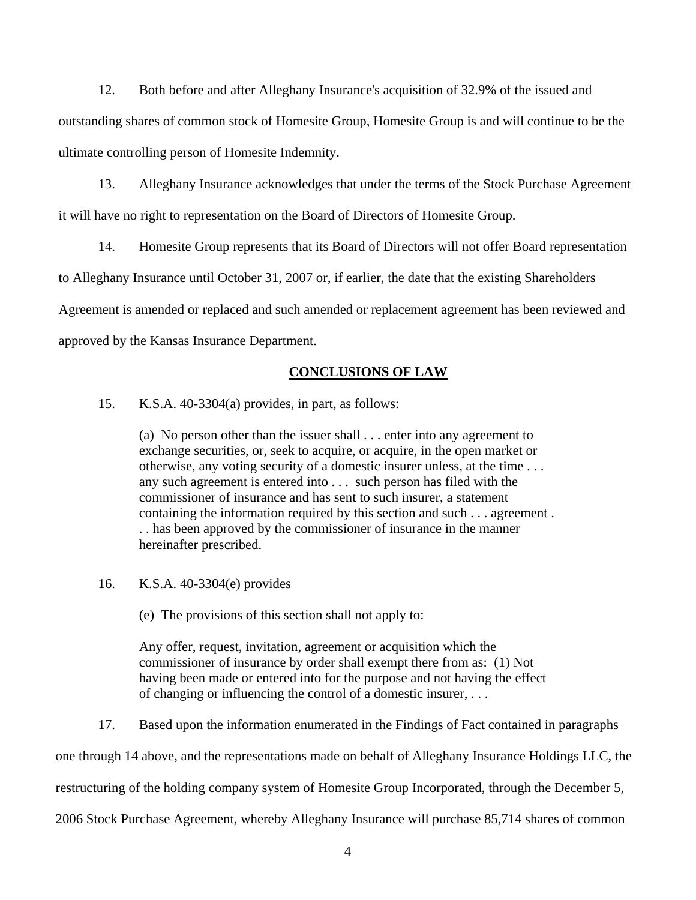12. Both before and after Alleghany Insurance's acquisition of 32.9% of the issued and outstanding shares of common stock of Homesite Group, Homesite Group is and will continue to be the ultimate controlling person of Homesite Indemnity.

13. Alleghany Insurance acknowledges that under the terms of the Stock Purchase Agreement it will have no right to representation on the Board of Directors of Homesite Group.

14. Homesite Group represents that its Board of Directors will not offer Board representation to Alleghany Insurance until October 31, 2007 or, if earlier, the date that the existing Shareholders Agreement is amended or replaced and such amended or replacement agreement has been reviewed and approved by the Kansas Insurance Department.

## CONCLUSIONS OF LAW

15. K.S.A. 40-3304(a) provides, in part, as follows:

> (a) No person other than the issuer shall . . . enter into any agreement to exchange securities, or, seek to acquire, or acquire, in the open market or otherwise, any voting security of a domestic insurer unless, at the time . . . any such agreement is entered into . . . such person has filed with the commissioner of insurance and has sent to such insurer, a statement containing the information required by this section and such . . . agreement . . . has been approved by the commissioner of insurance in the manner hereinafter prescribed.

16. K.S.A. 40-3304(e) provides

> (e) The provisions of this section shall not apply to:
>
> Any offer, request, invitation, agreement or acquisition which the commissioner of insurance by order shall exempt there from as: (1) Not having been made or entered into for the purpose and not having the effect of changing or influencing the control of a domestic insurer, . . .

17. Based upon the information enumerated in the Findings of Fact contained in paragraphs one through 14 above, and the representations made on behalf of Alleghany Insurance Holdings LLC, the restructuring of the holding company system of Homesite Group Incorporated, through the December 5, 2006 Stock Purchase Agreement, whereby Alleghany Insurance will purchase 85,714 shares of common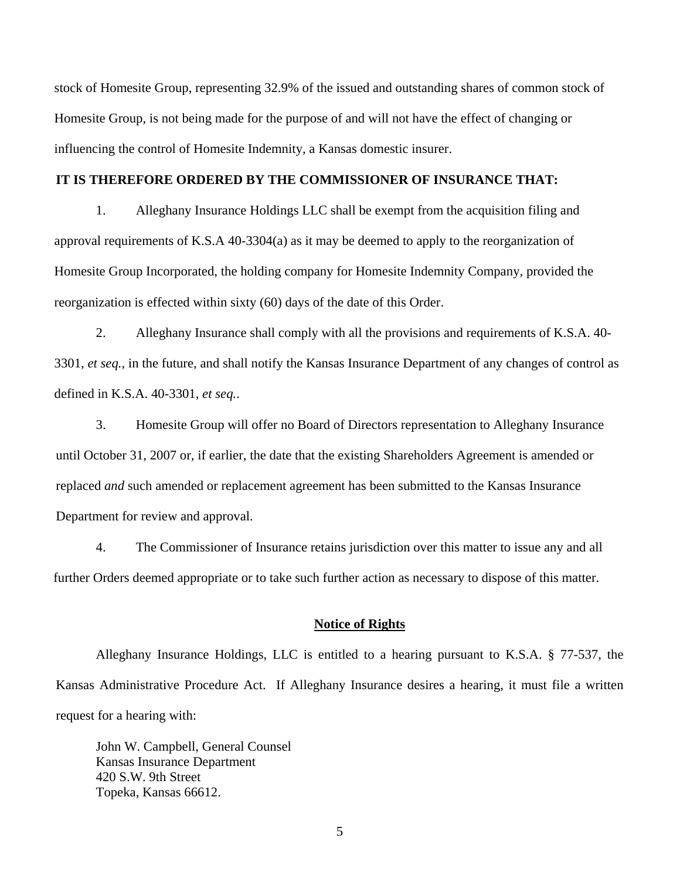stock of Homesite Group, representing 32.9% of the issued and outstanding shares of common stock of Homesite Group, is not being made for the purpose of and will not have the effect of changing or influencing the control of Homesite Indemnity, a Kansas domestic insurer.

**IT IS THEREFORE ORDERED BY THE COMMISSIONER OF INSURANCE THAT:**

1. Alleghany Insurance Holdings LLC shall be exempt from the acquisition filing and approval requirements of K.S.A 40-3304(a) as it may be deemed to apply to the reorganization of Homesite Group Incorporated, the holding company for Homesite Indemnity Company, provided the reorganization is effected within sixty (60) days of the date of this Order.

2. Alleghany Insurance shall comply with all the provisions and requirements of K.S.A. 40-3301, *et seq.*, in the future, and shall notify the Kansas Insurance Department of any changes of control as defined in K.S.A. 40-3301, *et seq.*.

3. Homesite Group will offer no Board of Directors representation to Alleghany Insurance until October 31, 2007 or, if earlier, the date that the existing Shareholders Agreement is amended or replaced *and* such amended or replacement agreement has been submitted to the Kansas Insurance Department for review and approval.

4. The Commissioner of Insurance retains jurisdiction over this matter to issue any and all further Orders deemed appropriate or to take such further action as necessary to dispose of this matter.

**Notice of Rights**

Alleghany Insurance Holdings, LLC is entitled to a hearing pursuant to K.S.A. § 77-537, the Kansas Administrative Procedure Act. If Alleghany Insurance desires a hearing, it must file a written request for a hearing with:

John W. Campbell, General Counsel
Kansas Insurance Department
420 S.W. 9th Street
Topeka, Kansas 66612.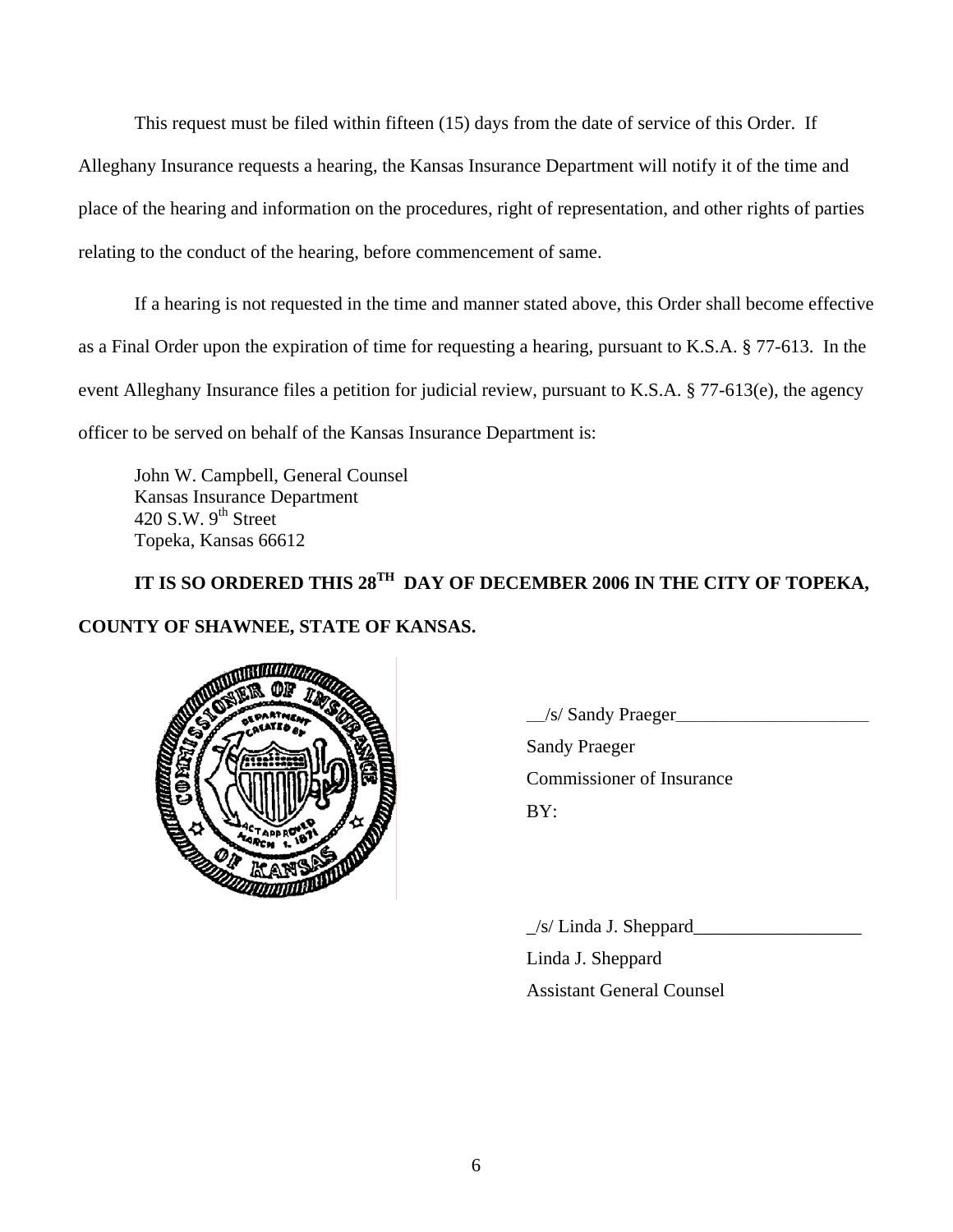This request must be filed within fifteen (15) days from the date of service of this Order. If Alleghany Insurance requests a hearing, the Kansas Insurance Department will notify it of the time and place of the hearing and information on the procedures, right of representation, and other rights of parties relating to the conduct of the hearing, before commencement of same.

If a hearing is not requested in the time and manner stated above, this Order shall become effective as a Final Order upon the expiration of time for requesting a hearing, pursuant to K.S.A. § 77-613. In the event Alleghany Insurance files a petition for judicial review, pursuant to K.S.A. § 77-613(e), the agency officer to be served on behalf of the Kansas Insurance Department is:

John W. Campbell, General Counsel
Kansas Insurance Department
420 S.W. 9th Street
Topeka, Kansas 66612

**IT IS SO ORDERED THIS 28TH DAY OF DECEMBER 2006 IN THE CITY OF TOPEKA, COUNTY OF SHAWNEE, STATE OF KANSAS.**

__/s/ Sandy Praeger_____________________
Sandy Praeger
Commissioner of Insurance
BY:

_/s/ Linda J. Sheppard__________________
Linda J. Sheppard
Assistant General Counsel